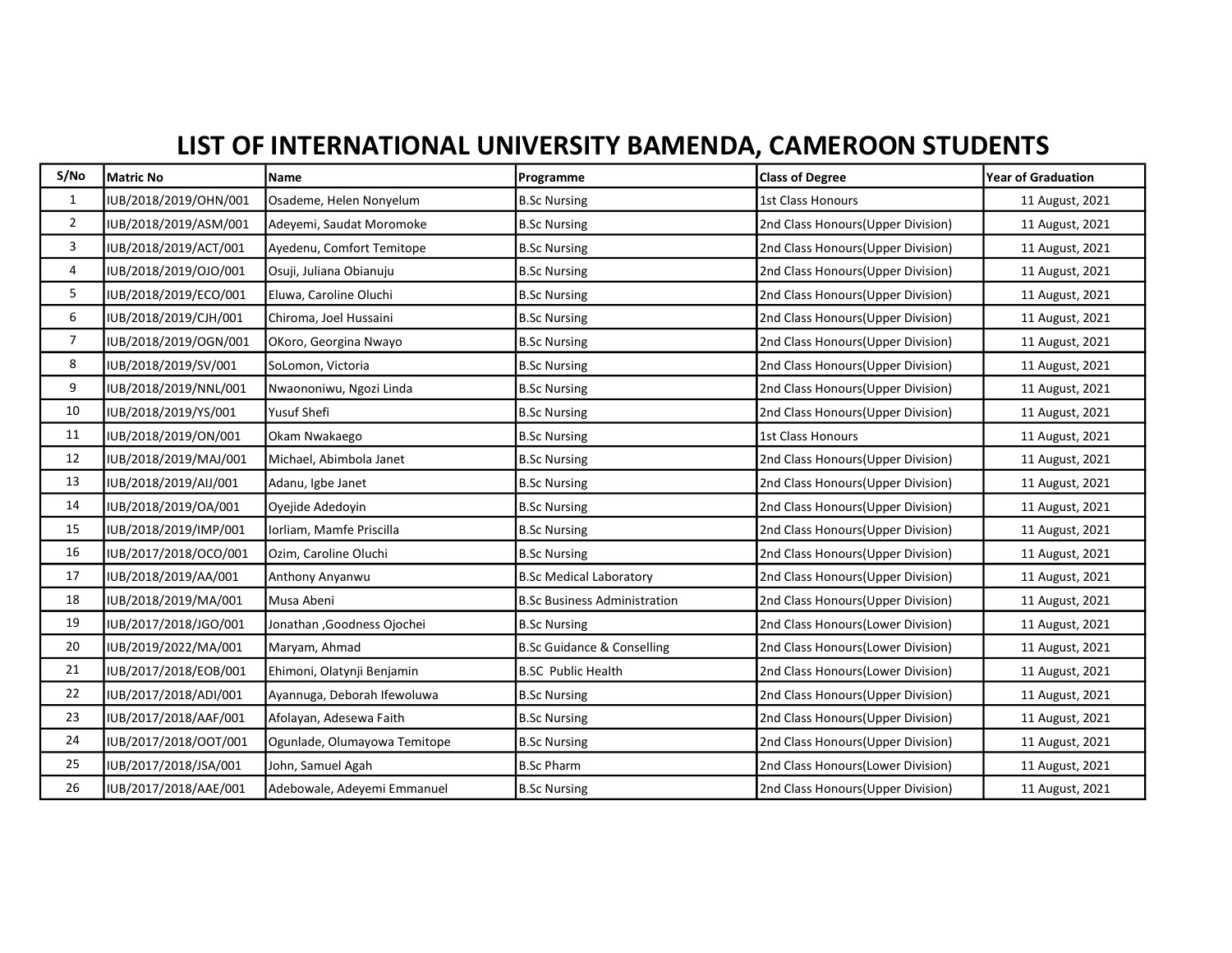# LIST OF INTERNATIONAL UNIVERSITY BAMENDA, CAMEROON STUDENTS

| S/No | Matric No | Name | Programme | Class of Degree | Year of Graduation |
|---|---|---|---|---|---|
| 1 | IUB/2018/2019/OHN/001 | Osademe, Helen Nonyelum | B.Sc Nursing | 1st Class Honours | 11 August, 2021 |
| 2 | IUB/2018/2019/ASM/001 | Adeyemi, Saudat Moromoke | B.Sc Nursing | 2nd Class Honours(Upper Division) | 11 August, 2021 |
| 3 | IUB/2018/2019/ACT/001 | Ayedenu, Comfort Temitope | B.Sc Nursing | 2nd Class Honours(Upper Division) | 11 August, 2021 |
| 4 | IUB/2018/2019/OJO/001 | Osuji, Juliana Obianuju | B.Sc Nursing | 2nd Class Honours(Upper Division) | 11 August, 2021 |
| 5 | IUB/2018/2019/ECO/001 | Eluwa, Caroline Oluchi | B.Sc Nursing | 2nd Class Honours(Upper Division) | 11 August, 2021 |
| 6 | IUB/2018/2019/CJH/001 | Chiroma, Joel Hussaini | B.Sc Nursing | 2nd Class Honours(Upper Division) | 11 August, 2021 |
| 7 | IUB/2018/2019/OGN/001 | OKoro, Georgina Nwayo | B.Sc Nursing | 2nd Class Honours(Upper Division) | 11 August, 2021 |
| 8 | IUB/2018/2019/SV/001 | SoLomon, Victoria | B.Sc Nursing | 2nd Class Honours(Upper Division) | 11 August, 2021 |
| 9 | IUB/2018/2019/NNL/001 | Nwaononiwu, Ngozi Linda | B.Sc Nursing | 2nd Class Honours(Upper Division) | 11 August, 2021 |
| 10 | IUB/2018/2019/YS/001 | Yusuf Shefi | B.Sc Nursing | 2nd Class Honours(Upper Division) | 11 August, 2021 |
| 11 | IUB/2018/2019/ON/001 | Okam Nwakaego | B.Sc Nursing | 1st Class Honours | 11 August, 2021 |
| 12 | IUB/2018/2019/MAJ/001 | Michael, Abimbola Janet | B.Sc Nursing | 2nd Class Honours(Upper Division) | 11 August, 2021 |
| 13 | IUB/2018/2019/AIJ/001 | Adanu, Igbe Janet | B.Sc Nursing | 2nd Class Honours(Upper Division) | 11 August, 2021 |
| 14 | IUB/2018/2019/OA/001 | Oyejide Adedoyin | B.Sc Nursing | 2nd Class Honours(Upper Division) | 11 August, 2021 |
| 15 | IUB/2018/2019/IMP/001 | Iorliam, Mamfe Priscilla | B.Sc Nursing | 2nd Class Honours(Upper Division) | 11 August, 2021 |
| 16 | IUB/2017/2018/OCO/001 | Ozim, Caroline Oluchi | B.Sc Nursing | 2nd Class Honours(Upper Division) | 11 August, 2021 |
| 17 | IUB/2018/2019/AA/001 | Anthony Anyanwu | B.Sc Medical Laboratory | 2nd Class Honours(Upper Division) | 11 August, 2021 |
| 18 | IUB/2018/2019/MA/001 | Musa Abeni | B.Sc Business Administration | 2nd Class Honours(Upper Division) | 11 August, 2021 |
| 19 | IUB/2017/2018/JGO/001 | Jonathan ,Goodness Ojochei | B.Sc Nursing | 2nd Class Honours(Lower Division) | 11 August, 2021 |
| 20 | IUB/2019/2022/MA/001 | Maryam, Ahmad | B.Sc Guidance & Conselling | 2nd Class Honours(Lower Division) | 11 August, 2021 |
| 21 | IUB/2017/2018/EOB/001 | Ehimoni, Olatynji Benjamin | B.SC Public Health | 2nd Class Honours(Lower Division) | 11 August, 2021 |
| 22 | IUB/2017/2018/ADI/001 | Ayannuga, Deborah Ifewoluwa | B.Sc Nursing | 2nd Class Honours(Upper Division) | 11 August, 2021 |
| 23 | IUB/2017/2018/AAF/001 | Afolayan, Adesewa Faith | B.Sc Nursing | 2nd Class Honours(Upper Division) | 11 August, 2021 |
| 24 | IUB/2017/2018/OOT/001 | Ogunlade, Olumayowa Temitope | B.Sc Nursing | 2nd Class Honours(Upper Division) | 11 August, 2021 |
| 25 | IUB/2017/2018/JSA/001 | John, Samuel Agah | B.Sc Pharm | 2nd Class Honours(Lower Division) | 11 August, 2021 |
| 26 | IUB/2017/2018/AAE/001 | Adebowale, Adeyemi Emmanuel | B.Sc Nursing | 2nd Class Honours(Upper Division) | 11 August, 2021 |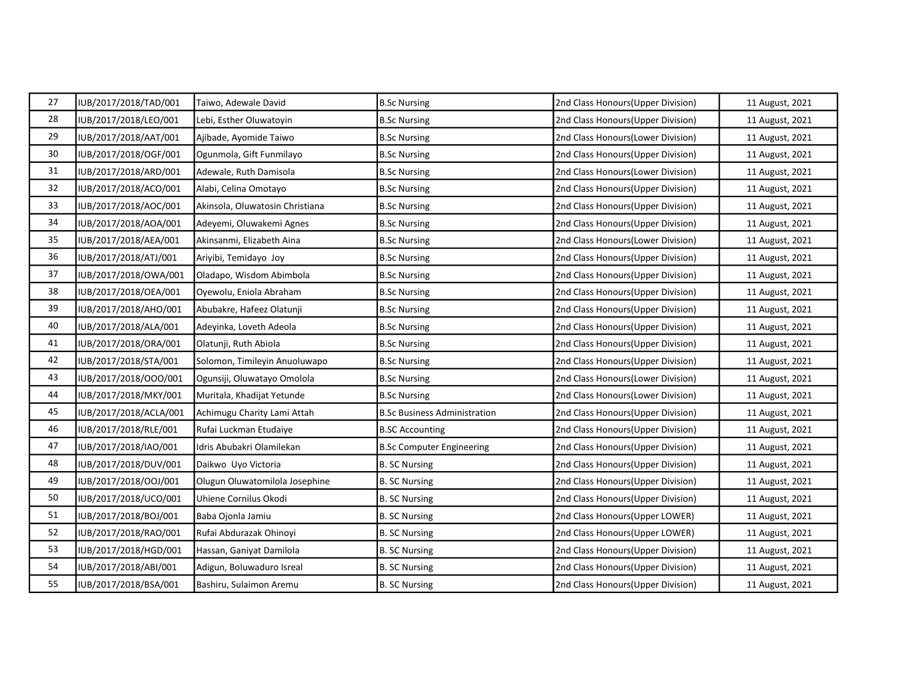| | | | | | |
|---|---|---|---|---|---|
| 27 | IUB/2017/2018/TAD/001 | Taiwo, Adewale David | B.Sc Nursing | 2nd Class Honours(Upper Division) | 11 August, 2021 |
| 28 | IUB/2017/2018/LEO/001 | Lebi, Esther Oluwatoyin | B.Sc Nursing | 2nd Class Honours(Upper Division) | 11 August, 2021 |
| 29 | IUB/2017/2018/AAT/001 | Ajibade, Ayomide Taiwo | B.Sc Nursing | 2nd Class Honours(Lower Division) | 11 August, 2021 |
| 30 | IUB/2017/2018/OGF/001 | Ogunmola, Gift Funmilayo | B.Sc Nursing | 2nd Class Honours(Upper Division) | 11 August, 2021 |
| 31 | IUB/2017/2018/ARD/001 | Adewale, Ruth Damisola | B.Sc Nursing | 2nd Class Honours(Lower Division) | 11 August, 2021 |
| 32 | IUB/2017/2018/ACO/001 | Alabi, Celina Omotayo | B.Sc Nursing | 2nd Class Honours(Upper Division) | 11 August, 2021 |
| 33 | IUB/2017/2018/AOC/001 | Akinsola, Oluwatosin Christiana | B.Sc Nursing | 2nd Class Honours(Upper Division) | 11 August, 2021 |
| 34 | IUB/2017/2018/AOA/001 | Adeyemi, Oluwakemi Agnes | B.Sc Nursing | 2nd Class Honours(Upper Division) | 11 August, 2021 |
| 35 | IUB/2017/2018/AEA/001 | Akinsanmi, Elizabeth Aina | B.Sc Nursing | 2nd Class Honours(Lower Division) | 11 August, 2021 |
| 36 | IUB/2017/2018/ATJ/001 | Ariyibi, Temidayo Joy | B.Sc Nursing | 2nd Class Honours(Upper Division) | 11 August, 2021 |
| 37 | IUB/2017/2018/OWA/001 | Oladapo, Wisdom Abimbola | B.Sc Nursing | 2nd Class Honours(Upper Division) | 11 August, 2021 |
| 38 | IUB/2017/2018/OEA/001 | Oyewolu, Eniola Abraham | B.Sc Nursing | 2nd Class Honours(Upper Division) | 11 August, 2021 |
| 39 | IUB/2017/2018/AHO/001 | Abubakre, Hafeez Olatunji | B.Sc Nursing | 2nd Class Honours(Upper Division) | 11 August, 2021 |
| 40 | IUB/2017/2018/ALA/001 | Adeyinka, Loveth Adeola | B.Sc Nursing | 2nd Class Honours(Upper Division) | 11 August, 2021 |
| 41 | IUB/2017/2018/ORA/001 | Olatunji, Ruth Abiola | B.Sc Nursing | 2nd Class Honours(Upper Division) | 11 August, 2021 |
| 42 | IUB/2017/2018/STA/001 | Solomon, Timileyin Anuoluwapo | B.Sc Nursing | 2nd Class Honours(Upper Division) | 11 August, 2021 |
| 43 | IUB/2017/2018/OOO/001 | Ogunsiji, Oluwatayo Omolola | B.Sc Nursing | 2nd Class Honours(Lower Division) | 11 August, 2021 |
| 44 | IUB/2017/2018/MKY/001 | Muritala, Khadijat Yetunde | B.Sc Nursing | 2nd Class Honours(Lower Division) | 11 August, 2021 |
| 45 | IUB/2017/2018/ACLA/001 | Achimugu Charity Lami Attah | B.Sc Business Administration | 2nd Class Honours(Upper Division) | 11 August, 2021 |
| 46 | IUB/2017/2018/RLE/001 | Rufai Luckman Etudaiye | B.SC Accounting | 2nd Class Honours(Upper Division) | 11 August, 2021 |
| 47 | IUB/2017/2018/IAO/001 | Idris Abubakri Olamilekan | B.Sc Computer Engineering | 2nd Class Honours(Upper Division) | 11 August, 2021 |
| 48 | IUB/2017/2018/DUV/001 | Daikwo Uyo Victoria | B. SC Nursing | 2nd Class Honours(Upper Division) | 11 August, 2021 |
| 49 | IUB/2017/2018/OOJ/001 | Olugun Oluwatomilola Josephine | B. SC Nursing | 2nd Class Honours(Upper Division) | 11 August, 2021 |
| 50 | IUB/2017/2018/UCO/001 | Uhiene Cornilus Okodi | B. SC Nursing | 2nd Class Honours(Upper Division) | 11 August, 2021 |
| 51 | IUB/2017/2018/BOJ/001 | Baba Ojonla Jamiu | B. SC Nursing | 2nd Class Honours(Upper LOWER) | 11 August, 2021 |
| 52 | IUB/2017/2018/RAO/001 | Rufai Abdurazak Ohinoyi | B. SC Nursing | 2nd Class Honours(Upper LOWER) | 11 August, 2021 |
| 53 | IUB/2017/2018/HGD/001 | Hassan, Ganiyat Damilola | B. SC Nursing | 2nd Class Honours(Upper Division) | 11 August, 2021 |
| 54 | IUB/2017/2018/ABI/001 | Adigun, Boluwaduro Isreal | B. SC Nursing | 2nd Class Honours(Upper Division) | 11 August, 2021 |
| 55 | IUB/2017/2018/BSA/001 | Bashiru, Sulaimon Aremu | B. SC Nursing | 2nd Class Honours(Upper Division) | 11 August, 2021 |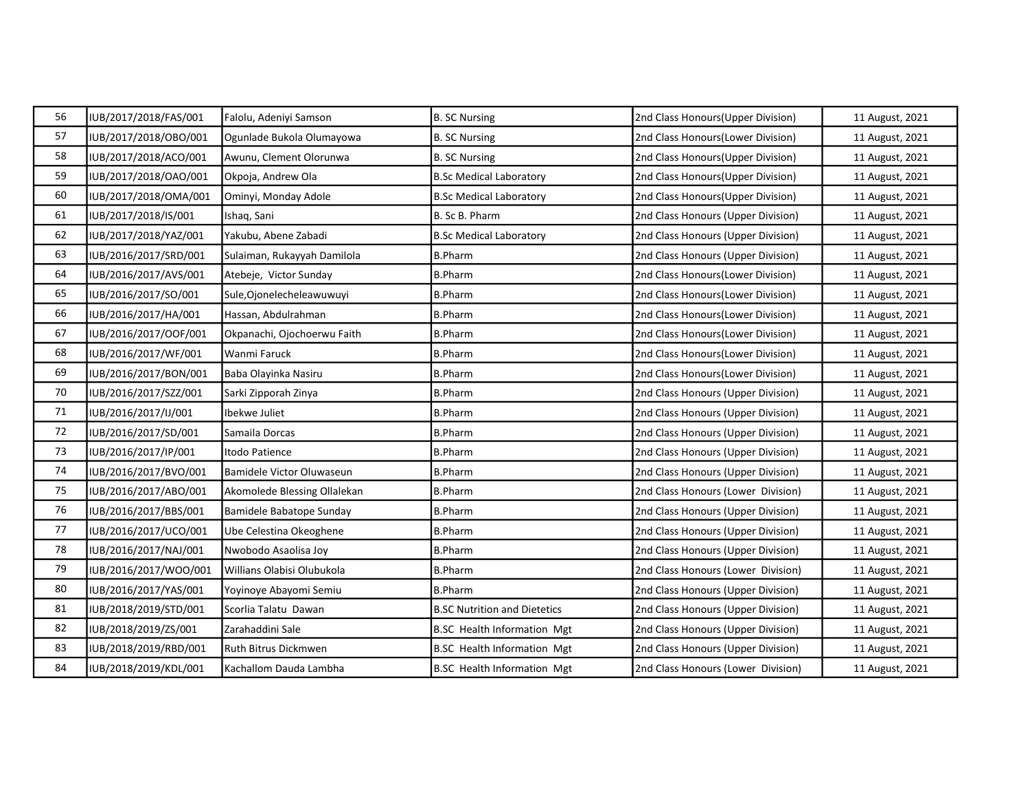| | | | | | |
|---|---|---|---|---|---|
| 56 | IUB/2017/2018/FAS/001 | Falolu, Adeniyi Samson | B. SC Nursing | 2nd Class Honours(Upper Division) | 11 August, 2021 |
| 57 | IUB/2017/2018/OBO/001 | Ogunlade Bukola Olumayowa | B. SC Nursing | 2nd Class Honours(Lower Division) | 11 August, 2021 |
| 58 | IUB/2017/2018/ACO/001 | Awunu, Clement Olorunwa | B. SC Nursing | 2nd Class Honours(Upper Division) | 11 August, 2021 |
| 59 | IUB/2017/2018/OAO/001 | Okpoja, Andrew Ola | B.Sc Medical Laboratory | 2nd Class Honours(Upper Division) | 11 August, 2021 |
| 60 | IUB/2017/2018/OMA/001 | Ominyi, Monday Adole | B.Sc Medical Laboratory | 2nd Class Honours(Upper Division) | 11 August, 2021 |
| 61 | IUB/2017/2018/IS/001 | Ishaq, Sani | B. Sc B. Pharm | 2nd Class Honours (Upper Division) | 11 August, 2021 |
| 62 | IUB/2017/2018/YAZ/001 | Yakubu, Abene Zabadi | B.Sc Medical Laboratory | 2nd Class Honours (Upper Division) | 11 August, 2021 |
| 63 | IUB/2016/2017/SRD/001 | Sulaiman, Rukayyah Damilola | B.Pharm | 2nd Class Honours (Upper Division) | 11 August, 2021 |
| 64 | IUB/2016/2017/AVS/001 | Atebeje, Victor Sunday | B.Pharm | 2nd Class Honours(Lower Division) | 11 August, 2021 |
| 65 | IUB/2016/2017/SO/001 | Sule,Ojonelecheleawuwuyi | B.Pharm | 2nd Class Honours(Lower Division) | 11 August, 2021 |
| 66 | IUB/2016/2017/HA/001 | Hassan, Abdulrahman | B.Pharm | 2nd Class Honours(Lower Division) | 11 August, 2021 |
| 67 | IUB/2016/2017/OOF/001 | Okpanachi, Ojochoerwu Faith | B.Pharm | 2nd Class Honours(Lower Division) | 11 August, 2021 |
| 68 | IUB/2016/2017/WF/001 | Wanmi Faruck | B.Pharm | 2nd Class Honours(Lower Division) | 11 August, 2021 |
| 69 | IUB/2016/2017/BON/001 | Baba Olayinka Nasiru | B.Pharm | 2nd Class Honours(Lower Division) | 11 August, 2021 |
| 70 | IUB/2016/2017/SZZ/001 | Sarki Zipporah Zinya | B.Pharm | 2nd Class Honours (Upper Division) | 11 August, 2021 |
| 71 | IUB/2016/2017/IJ/001 | Ibekwe Juliet | B.Pharm | 2nd Class Honours (Upper Division) | 11 August, 2021 |
| 72 | IUB/2016/2017/SD/001 | Samaila Dorcas | B.Pharm | 2nd Class Honours (Upper Division) | 11 August, 2021 |
| 73 | IUB/2016/2017/IP/001 | Itodo Patience | B.Pharm | 2nd Class Honours (Upper Division) | 11 August, 2021 |
| 74 | IUB/2016/2017/BVO/001 | Bamidele Victor Oluwaseun | B.Pharm | 2nd Class Honours (Upper Division) | 11 August, 2021 |
| 75 | IUB/2016/2017/ABO/001 | Akomolede Blessing Ollalekan | B.Pharm | 2nd Class Honours (Lower Division) | 11 August, 2021 |
| 76 | IUB/2016/2017/BBS/001 | Bamidele Babatope Sunday | B.Pharm | 2nd Class Honours (Upper Division) | 11 August, 2021 |
| 77 | IUB/2016/2017/UCO/001 | Ube Celestina Okeoghene | B.Pharm | 2nd Class Honours (Upper Division) | 11 August, 2021 |
| 78 | IUB/2016/2017/NAJ/001 | Nwobodo Asaolisa Joy | B.Pharm | 2nd Class Honours (Upper Division) | 11 August, 2021 |
| 79 | IUB/2016/2017/WOO/001 | Willians Olabisi Olubukola | B.Pharm | 2nd Class Honours (Lower Division) | 11 August, 2021 |
| 80 | IUB/2016/2017/YAS/001 | Yoyinoye Abayomi Semiu | B.Pharm | 2nd Class Honours (Upper Division) | 11 August, 2021 |
| 81 | IUB/2018/2019/STD/001 | Scorlia Talatu Dawan | B.SC Nutrition and Dietetics | 2nd Class Honours (Upper Division) | 11 August, 2021 |
| 82 | IUB/2018/2019/ZS/001 | Zarahaddini Sale | B.SC Health Information Mgt | 2nd Class Honours (Upper Division) | 11 August, 2021 |
| 83 | IUB/2018/2019/RBD/001 | Ruth Bitrus Dickmwen | B.SC Health Information Mgt | 2nd Class Honours (Upper Division) | 11 August, 2021 |
| 84 | IUB/2018/2019/KDL/001 | Kachallom Dauda Lambha | B.SC Health Information Mgt | 2nd Class Honours (Lower Division) | 11 August, 2021 |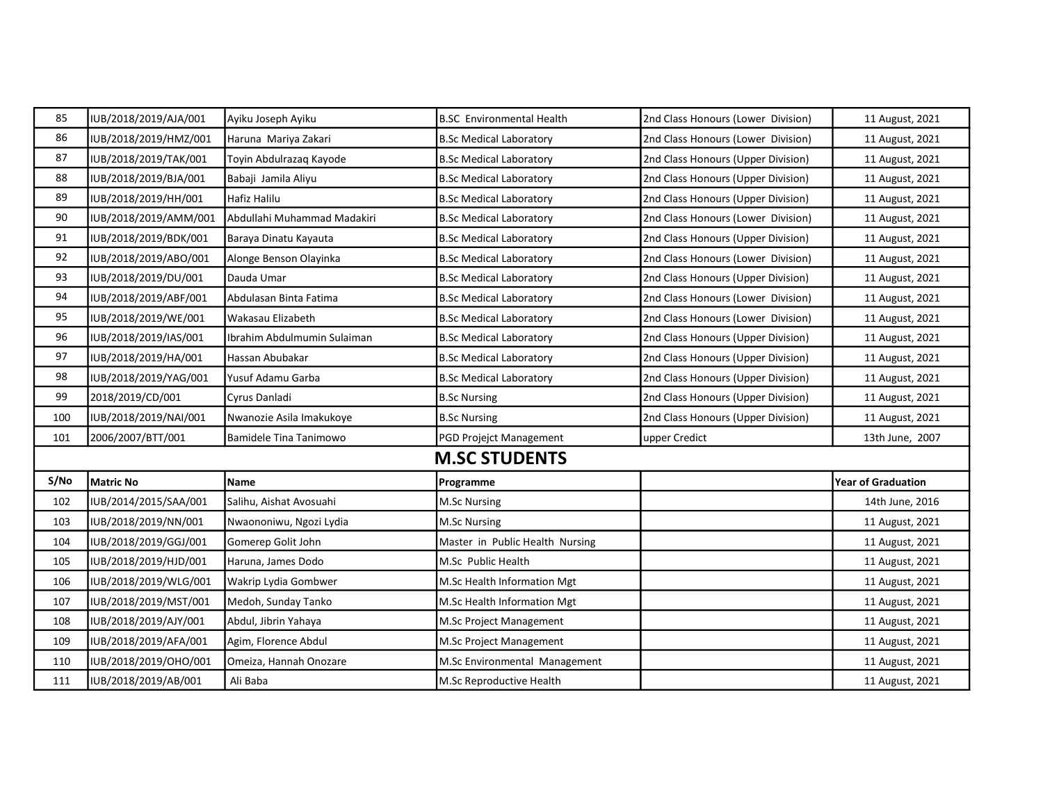| | | | | | |
|---|---|---|---|---|---|
| 85 | IUB/2018/2019/AJA/001 | Ayiku Joseph Ayiku | B.SC Environmental Health | 2nd Class Honours (Lower Division) | 11 August, 2021 |
| 86 | IUB/2018/2019/HMZ/001 | Haruna Mariya Zakari | B.Sc Medical Laboratory | 2nd Class Honours (Lower Division) | 11 August, 2021 |
| 87 | IUB/2018/2019/TAK/001 | Toyin Abdulrazaq Kayode | B.Sc Medical Laboratory | 2nd Class Honours (Upper Division) | 11 August, 2021 |
| 88 | IUB/2018/2019/BJA/001 | Babaji Jamila Aliyu | B.Sc Medical Laboratory | 2nd Class Honours (Upper Division) | 11 August, 2021 |
| 89 | IUB/2018/2019/HH/001 | Hafiz Halilu | B.Sc Medical Laboratory | 2nd Class Honours (Upper Division) | 11 August, 2021 |
| 90 | IUB/2018/2019/AMM/001 | Abdullahi Muhammad Madakiri | B.Sc Medical Laboratory | 2nd Class Honours (Lower Division) | 11 August, 2021 |
| 91 | IUB/2018/2019/BDK/001 | Baraya Dinatu Kayauta | B.Sc Medical Laboratory | 2nd Class Honours (Upper Division) | 11 August, 2021 |
| 92 | IUB/2018/2019/ABO/001 | Alonge Benson Olayinka | B.Sc Medical Laboratory | 2nd Class Honours (Lower Division) | 11 August, 2021 |
| 93 | IUB/2018/2019/DU/001 | Dauda Umar | B.Sc Medical Laboratory | 2nd Class Honours (Upper Division) | 11 August, 2021 |
| 94 | IUB/2018/2019/ABF/001 | Abdulasan Binta Fatima | B.Sc Medical Laboratory | 2nd Class Honours (Lower Division) | 11 August, 2021 |
| 95 | IUB/2018/2019/WE/001 | Wakasau Elizabeth | B.Sc Medical Laboratory | 2nd Class Honours (Lower Division) | 11 August, 2021 |
| 96 | IUB/2018/2019/IAS/001 | Ibrahim Abdulmumin Sulaiman | B.Sc Medical Laboratory | 2nd Class Honours (Upper Division) | 11 August, 2021 |
| 97 | IUB/2018/2019/HA/001 | Hassan Abubakar | B.Sc Medical Laboratory | 2nd Class Honours (Upper Division) | 11 August, 2021 |
| 98 | IUB/2018/2019/YAG/001 | Yusuf Adamu Garba | B.Sc Medical Laboratory | 2nd Class Honours (Upper Division) | 11 August, 2021 |
| 99 | 2018/2019/CD/001 | Cyrus Danladi | B.Sc Nursing | 2nd Class Honours (Upper Division) | 11 August, 2021 |
| 100 | IUB/2018/2019/NAI/001 | Nwanozie Asila Imakukoye | B.Sc Nursing | 2nd Class Honours (Upper Division) | 11 August, 2021 |
| 101 | 2006/2007/BTT/001 | Bamidele Tina Tanimowo | PGD Projejct Management | upper Credict | 13th June, 2007 |

## M.SC STUDENTS

| S/No | Matric No | Name | Programme | | Year of Graduation |
|---|---|---|---|---|---|
| 102 | IUB/2014/2015/SAA/001 | Salihu, Aishat Avosuahi | M.Sc Nursing | | 14th June, 2016 |
| 103 | IUB/2018/2019/NN/001 | Nwaononiwu, Ngozi Lydia | M.Sc Nursing | | 11 August, 2021 |
| 104 | IUB/2018/2019/GGJ/001 | Gomerep Golit John | Master in Public Health Nursing | | 11 August, 2021 |
| 105 | IUB/2018/2019/HJD/001 | Haruna, James Dodo | M.Sc Public Health | | 11 August, 2021 |
| 106 | IUB/2018/2019/WLG/001 | Wakrip Lydia Gombwer | M.Sc Health Information Mgt | | 11 August, 2021 |
| 107 | IUB/2018/2019/MST/001 | Medoh, Sunday Tanko | M.Sc Health Information Mgt | | 11 August, 2021 |
| 108 | IUB/2018/2019/AJY/001 | Abdul, Jibrin Yahaya | M.Sc Project Management | | 11 August, 2021 |
| 109 | IUB/2018/2019/AFA/001 | Agim, Florence Abdul | M.Sc Project Management | | 11 August, 2021 |
| 110 | IUB/2018/2019/OHO/001 | Omeiza, Hannah Onozare | M.Sc Environmental Management | | 11 August, 2021 |
| 111 | IUB/2018/2019/AB/001 | Ali Baba | M.Sc Reproductive Health | | 11 August, 2021 |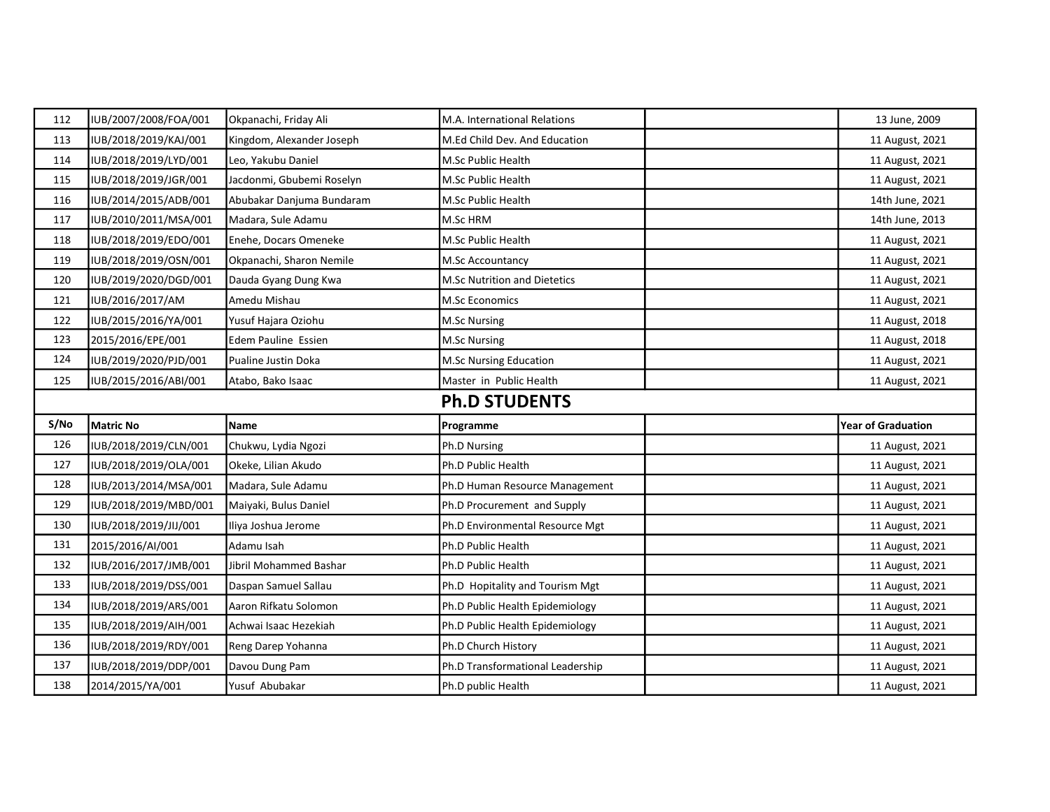| | | | | | |
|---|---|---|---|---|---|
| 112 | IUB/2007/2008/FOA/001 | Okpanachi, Friday Ali | M.A. International Relations | | 13 June, 2009 |
| 113 | IUB/2018/2019/KAJ/001 | Kingdom, Alexander Joseph | M.Ed Child Dev. And Education | | 11 August, 2021 |
| 114 | IUB/2018/2019/LYD/001 | Leo, Yakubu Daniel | M.Sc Public Health | | 11 August, 2021 |
| 115 | IUB/2018/2019/JGR/001 | Jacdonmi, Gbubemi Roselyn | M.Sc Public Health | | 11 August, 2021 |
| 116 | IUB/2014/2015/ADB/001 | Abubakar Danjuma Bundaram | M.Sc Public Health | | 14th June, 2021 |
| 117 | IUB/2010/2011/MSA/001 | Madara, Sule Adamu | M.Sc HRM | | 14th June, 2013 |
| 118 | IUB/2018/2019/EDO/001 | Enehe, Docars Omeneke | M.Sc Public Health | | 11 August, 2021 |
| 119 | IUB/2018/2019/OSN/001 | Okpanachi, Sharon Nemile | M.Sc Accountancy | | 11 August, 2021 |
| 120 | IUB/2019/2020/DGD/001 | Dauda Gyang Dung Kwa | M.Sc Nutrition and Dietetics | | 11 August, 2021 |
| 121 | IUB/2016/2017/AM | Amedu Mishau | M.Sc Economics | | 11 August, 2021 |
| 122 | IUB/2015/2016/YA/001 | Yusuf Hajara Oziohu | M.Sc Nursing | | 11 August, 2018 |
| 123 | 2015/2016/EPE/001 | Edem Pauline Essien | M.Sc Nursing | | 11 August, 2018 |
| 124 | IUB/2019/2020/PJD/001 | Pualine Justin Doka | M.Sc Nursing Education | | 11 August, 2021 |
| 125 | IUB/2015/2016/ABI/001 | Atabo, Bako Isaac | Master in Public Health | | 11 August, 2021 |
| | | | **Ph.D STUDENTS** | | |
| **S/No** | **Matric No** | **Name** | **Programme** | | **Year of Graduation** |
| 126 | IUB/2018/2019/CLN/001 | Chukwu, Lydia Ngozi | Ph.D Nursing | | 11 August, 2021 |
| 127 | IUB/2018/2019/OLA/001 | Okeke, Lilian Akudo | Ph.D Public Health | | 11 August, 2021 |
| 128 | IUB/2013/2014/MSA/001 | Madara, Sule Adamu | Ph.D Human Resource Management | | 11 August, 2021 |
| 129 | IUB/2018/2019/MBD/001 | Maiyaki, Bulus Daniel | Ph.D Procurement and Supply | | 11 August, 2021 |
| 130 | IUB/2018/2019/JIJ/001 | Iliya Joshua Jerome | Ph.D Environmental Resource Mgt | | 11 August, 2021 |
| 131 | 2015/2016/AI/001 | Adamu Isah | Ph.D Public Health | | 11 August, 2021 |
| 132 | IUB/2016/2017/JMB/001 | Jibril Mohammed Bashar | Ph.D Public Health | | 11 August, 2021 |
| 133 | IUB/2018/2019/DSS/001 | Daspan Samuel Sallau | Ph.D Hopitality and Tourism Mgt | | 11 August, 2021 |
| 134 | IUB/2018/2019/ARS/001 | Aaron Rifkatu Solomon | Ph.D Public Health Epidemiology | | 11 August, 2021 |
| 135 | IUB/2018/2019/AIH/001 | Achwai Isaac Hezekiah | Ph.D Public Health Epidemiology | | 11 August, 2021 |
| 136 | IUB/2018/2019/RDY/001 | Reng Darep Yohanna | Ph.D Church History | | 11 August, 2021 |
| 137 | IUB/2018/2019/DDP/001 | Davou Dung Pam | Ph.D Transformational Leadership | | 11 August, 2021 |
| 138 | 2014/2015/YA/001 | Yusuf Abubakar | Ph.D public Health | | 11 August, 2021 |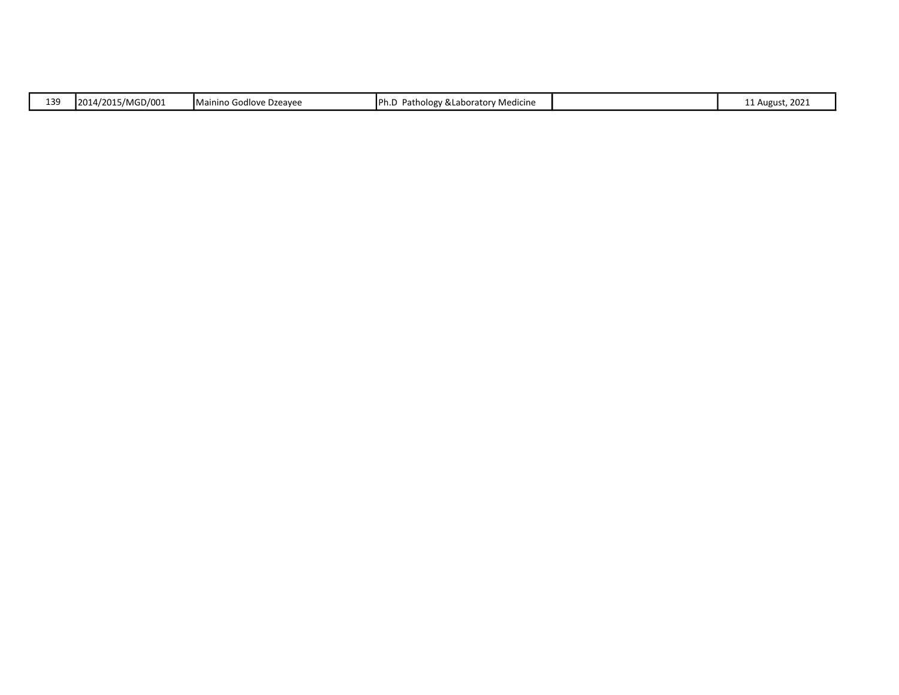| | | | | | |
|---|---|---|---|---|---|
| 139 | 2014/2015/MGD/001 | Mainino Godlove Dzeayee | Ph.D  Pathology &Laboratory Medicine | | 11 August, 2021 |